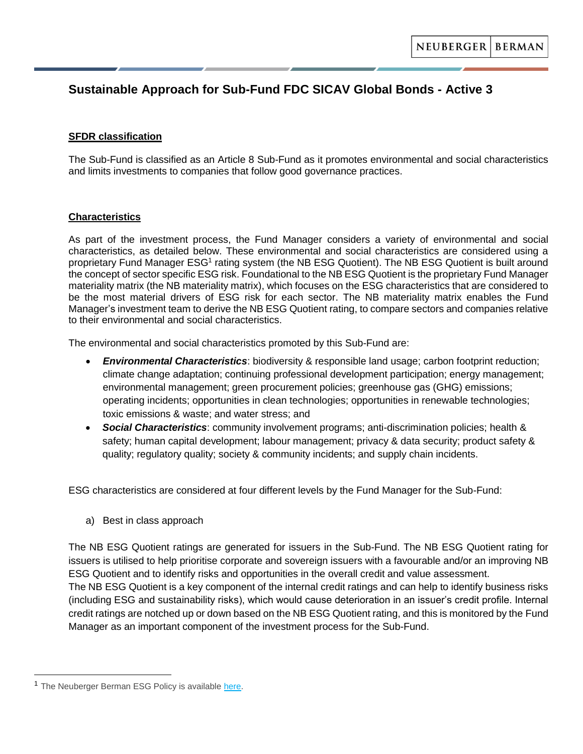# Sustainable Approach for Sub-Fund FDC SICAV Global Bonds - Active 3

## SFDR classification

The Sub-Fund is classified as an Article 8 Sub-Fund as it promotes environmental and social characteristics and limits investments to companies that follow good governance practices.

## Characteristics

As part of the investment process, the Fund Manager considers a variety of environmental and social characteristics, as detailed below. These environmental and social characteristics are considered using a proprietary Fund Manager ESG[1] rating system (the NB ESG Quotient). The NB ESG Quotient is built around the concept of sector specific ESG risk. Foundational to the NB ESG Quotient is the proprietary Fund Manager materiality matrix (the NB materiality matrix), which focuses on the ESG characteristics that are considered to be the most material drivers of ESG risk for each sector. The NB materiality matrix enables the Fund Manager's investment team to derive the NB ESG Quotient rating, to compare sectors and companies relative to their environmental and social characteristics.

The environmental and social characteristics promoted by this Sub-Fund are:

- ***Environmental Characteristics***: biodiversity & responsible land usage; carbon footprint reduction; climate change adaptation; continuing professional development participation; energy management; environmental management; green procurement policies; greenhouse gas (GHG) emissions; operating incidents; opportunities in clean technologies; opportunities in renewable technologies; toxic emissions & waste; and water stress; and
- ***Social Characteristics***: community involvement programs; anti-discrimination policies; health & safety; human capital development; labour management; privacy & data security; product safety & quality; regulatory quality; society & community incidents; and supply chain incidents.

ESG characteristics are considered at four different levels by the Fund Manager for the Sub-Fund:

a) Best in class approach

The NB ESG Quotient ratings are generated for issuers in the Sub-Fund. The NB ESG Quotient rating for issuers is utilised to help prioritise corporate and sovereign issuers with a favourable and/or an improving NB ESG Quotient and to identify risks and opportunities in the overall credit and value assessment.
The NB ESG Quotient is a key component of the internal credit ratings and can help to identify business risks (including ESG and sustainability risks), which would cause deterioration in an issuer's credit profile. Internal credit ratings are notched up or down based on the NB ESG Quotient rating, and this is monitored by the Fund Manager as an important component of the investment process for the Sub-Fund.

---

[1] The Neuberger Berman ESG Policy is available here.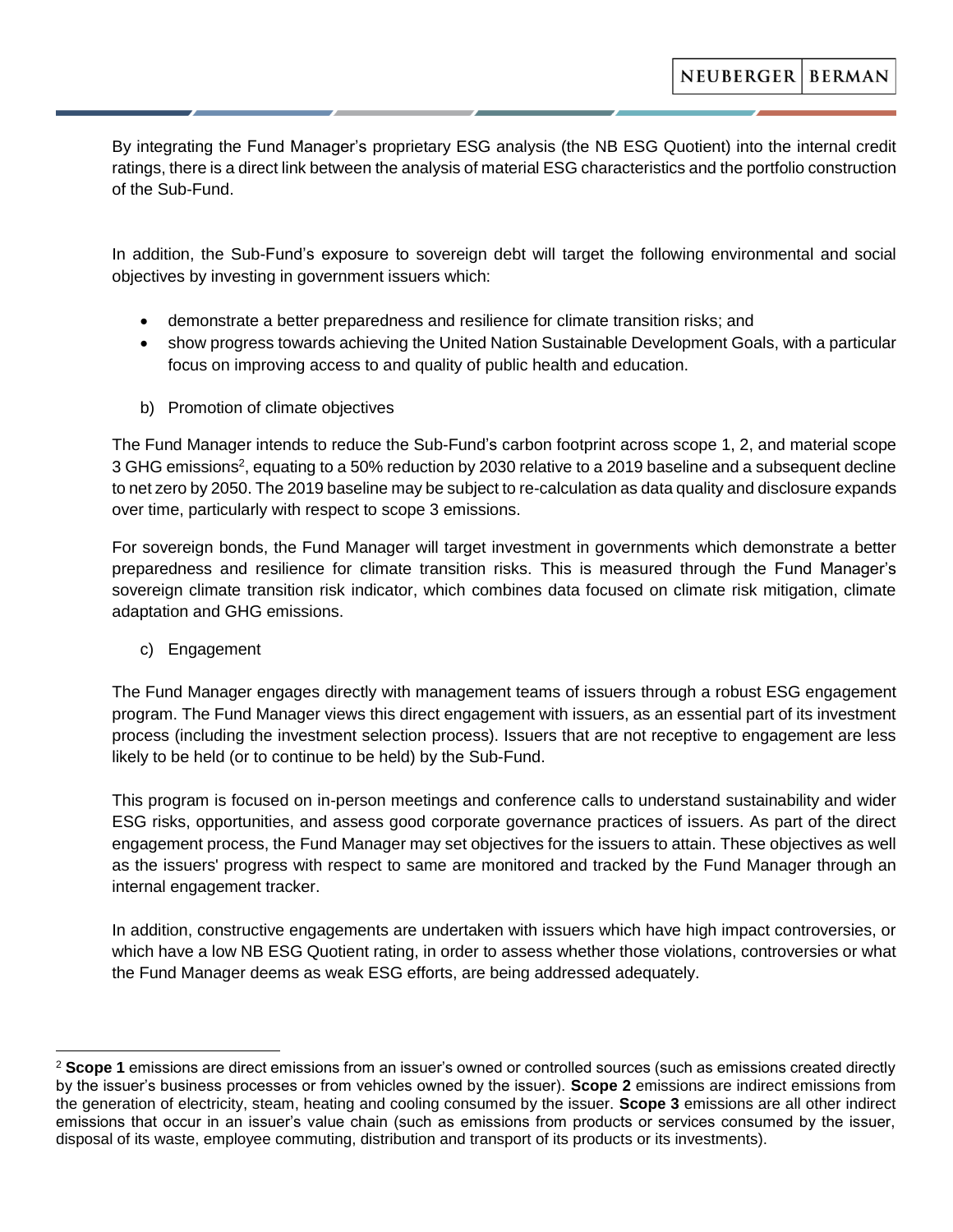By integrating the Fund Manager's proprietary ESG analysis (the NB ESG Quotient) into the internal credit ratings, there is a direct link between the analysis of material ESG characteristics and the portfolio construction of the Sub-Fund.

In addition, the Sub-Fund's exposure to sovereign debt will target the following environmental and social objectives by investing in government issuers which:

- demonstrate a better preparedness and resilience for climate transition risks; and
- show progress towards achieving the United Nation Sustainable Development Goals, with a particular focus on improving access to and quality of public health and education.

b) Promotion of climate objectives

The Fund Manager intends to reduce the Sub-Fund's carbon footprint across scope 1, 2, and material scope 3 GHG emissions[2], equating to a 50% reduction by 2030 relative to a 2019 baseline and a subsequent decline to net zero by 2050. The 2019 baseline may be subject to re-calculation as data quality and disclosure expands over time, particularly with respect to scope 3 emissions.

For sovereign bonds, the Fund Manager will target investment in governments which demonstrate a better preparedness and resilience for climate transition risks. This is measured through the Fund Manager's sovereign climate transition risk indicator, which combines data focused on climate risk mitigation, climate adaptation and GHG emissions.

c) Engagement

The Fund Manager engages directly with management teams of issuers through a robust ESG engagement program. The Fund Manager views this direct engagement with issuers, as an essential part of its investment process (including the investment selection process). Issuers that are not receptive to engagement are less likely to be held (or to continue to be held) by the Sub-Fund.

This program is focused on in-person meetings and conference calls to understand sustainability and wider ESG risks, opportunities, and assess good corporate governance practices of issuers. As part of the direct engagement process, the Fund Manager may set objectives for the issuers to attain. These objectives as well as the issuers' progress with respect to same are monitored and tracked by the Fund Manager through an internal engagement tracker.

In addition, constructive engagements are undertaken with issuers which have high impact controversies, or which have a low NB ESG Quotient rating, in order to assess whether those violations, controversies or what the Fund Manager deems as weak ESG efforts, are being addressed adequately.

[2] **Scope 1** emissions are direct emissions from an issuer's owned or controlled sources (such as emissions created directly by the issuer's business processes or from vehicles owned by the issuer). **Scope 2** emissions are indirect emissions from the generation of electricity, steam, heating and cooling consumed by the issuer. **Scope 3** emissions are all other indirect emissions that occur in an issuer's value chain (such as emissions from products or services consumed by the issuer, disposal of its waste, employee commuting, distribution and transport of its products or its investments).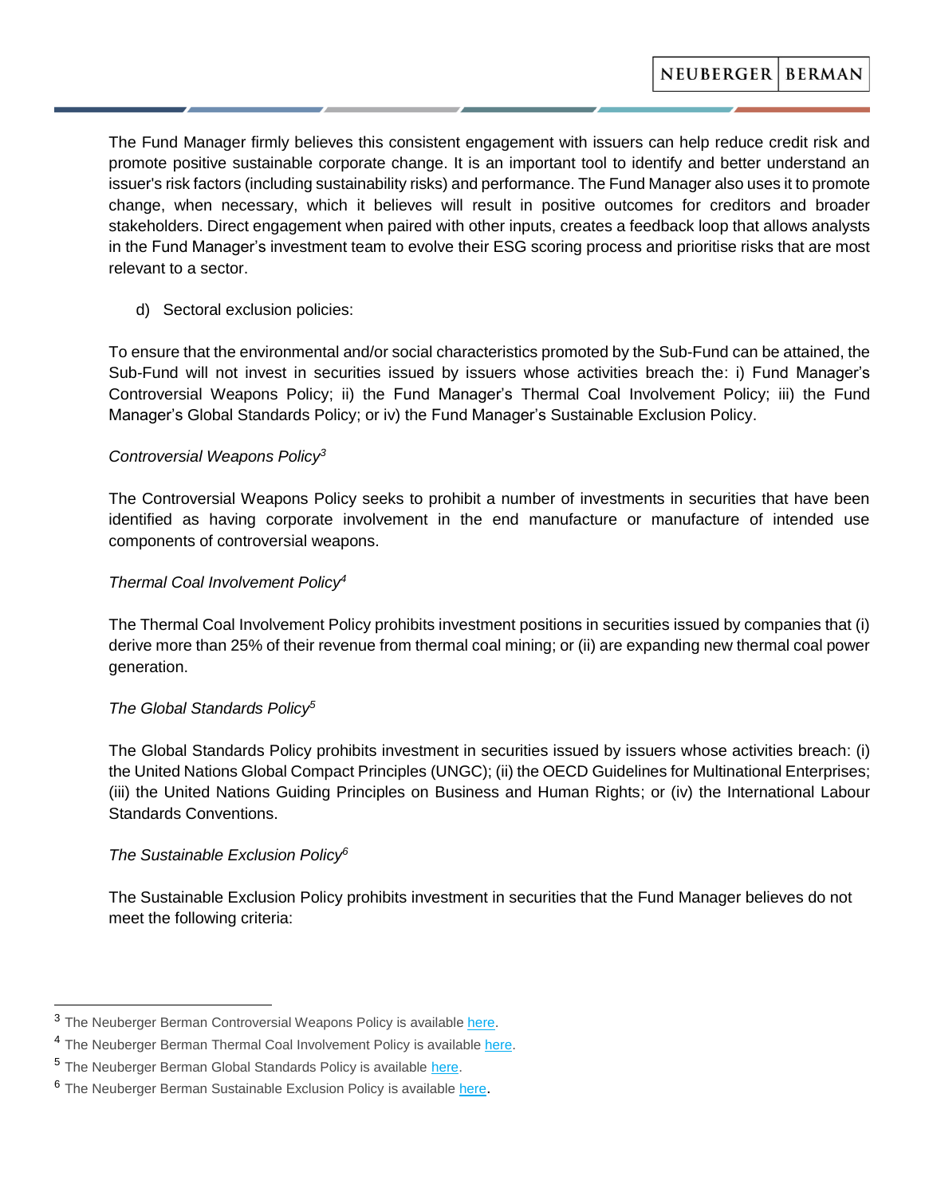The Fund Manager firmly believes this consistent engagement with issuers can help reduce credit risk and promote positive sustainable corporate change. It is an important tool to identify and better understand an issuer's risk factors (including sustainability risks) and performance. The Fund Manager also uses it to promote change, when necessary, which it believes will result in positive outcomes for creditors and broader stakeholders. Direct engagement when paired with other inputs, creates a feedback loop that allows analysts in the Fund Manager's investment team to evolve their ESG scoring process and prioritise risks that are most relevant to a sector.

d) Sectoral exclusion policies:

To ensure that the environmental and/or social characteristics promoted by the Sub-Fund can be attained, the Sub-Fund will not invest in securities issued by issuers whose activities breach the: i) Fund Manager's Controversial Weapons Policy; ii) the Fund Manager's Thermal Coal Involvement Policy; iii) the Fund Manager's Global Standards Policy; or iv) the Fund Manager's Sustainable Exclusion Policy.

*Controversial Weapons Policy*[3]

The Controversial Weapons Policy seeks to prohibit a number of investments in securities that have been identified as having corporate involvement in the end manufacture or manufacture of intended use components of controversial weapons.

*Thermal Coal Involvement Policy*[4]

The Thermal Coal Involvement Policy prohibits investment positions in securities issued by companies that (i) derive more than 25% of their revenue from thermal coal mining; or (ii) are expanding new thermal coal power generation.

*The Global Standards Policy*[5]

The Global Standards Policy prohibits investment in securities issued by issuers whose activities breach: (i) the United Nations Global Compact Principles (UNGC); (ii) the OECD Guidelines for Multinational Enterprises; (iii) the United Nations Guiding Principles on Business and Human Rights; or (iv) the International Labour Standards Conventions.

*The Sustainable Exclusion Policy*[6]

The Sustainable Exclusion Policy prohibits investment in securities that the Fund Manager believes do not meet the following criteria:

---

[3] The Neuberger Berman Controversial Weapons Policy is available here.

[4] The Neuberger Berman Thermal Coal Involvement Policy is available here.

[5] The Neuberger Berman Global Standards Policy is available here.

[6] The Neuberger Berman Sustainable Exclusion Policy is available here.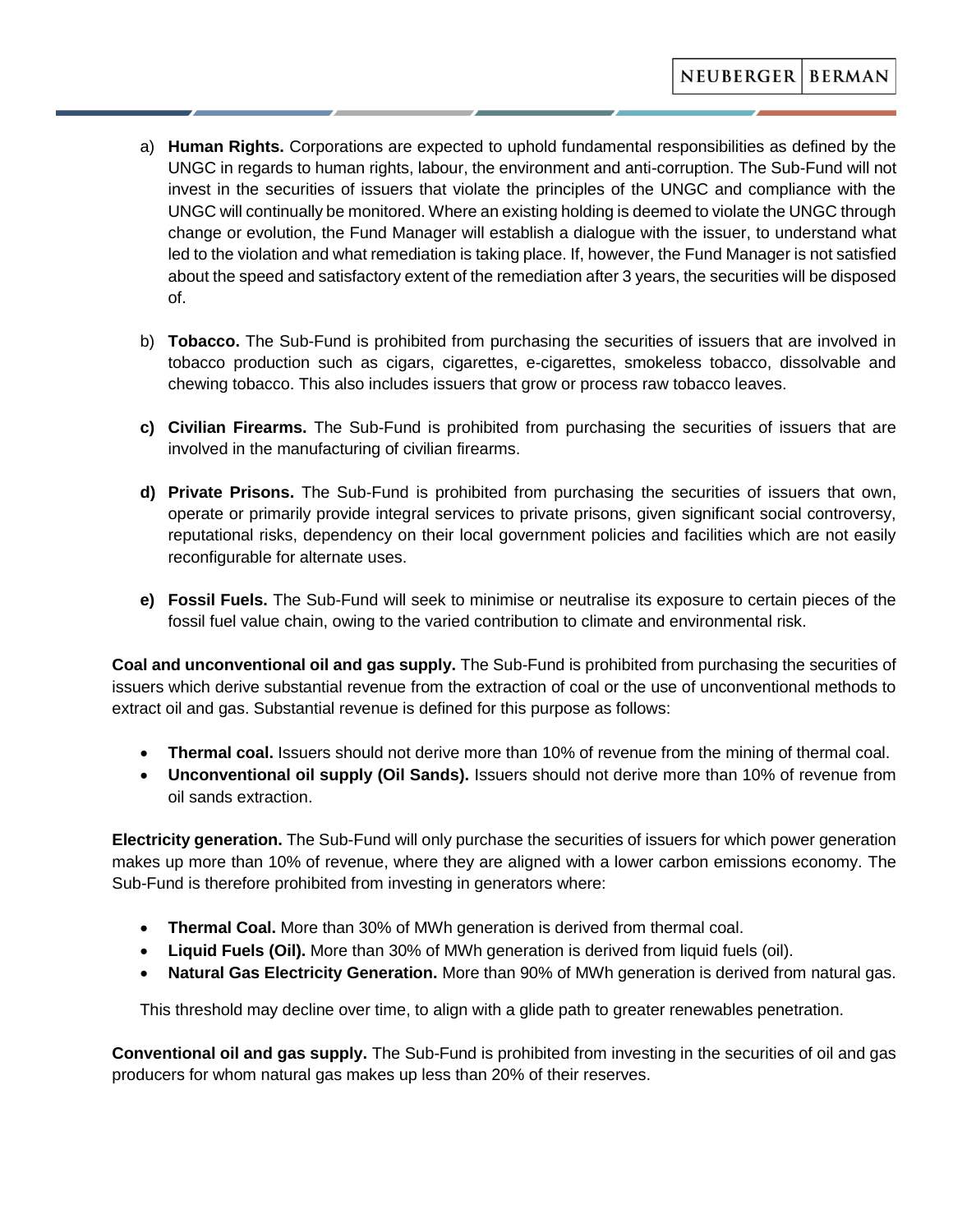a) **Human Rights.** Corporations are expected to uphold fundamental responsibilities as defined by the UNGC in regards to human rights, labour, the environment and anti-corruption. The Sub-Fund will not invest in the securities of issuers that violate the principles of the UNGC and compliance with the UNGC will continually be monitored. Where an existing holding is deemed to violate the UNGC through change or evolution, the Fund Manager will establish a dialogue with the issuer, to understand what led to the violation and what remediation is taking place. If, however, the Fund Manager is not satisfied about the speed and satisfactory extent of the remediation after 3 years, the securities will be disposed of.

b) **Tobacco.** The Sub-Fund is prohibited from purchasing the securities of issuers that are involved in tobacco production such as cigars, cigarettes, e-cigarettes, smokeless tobacco, dissolvable and chewing tobacco. This also includes issuers that grow or process raw tobacco leaves.

**c) Civilian Firearms.** The Sub-Fund is prohibited from purchasing the securities of issuers that are involved in the manufacturing of civilian firearms.

**d) Private Prisons.** The Sub-Fund is prohibited from purchasing the securities of issuers that own, operate or primarily provide integral services to private prisons, given significant social controversy, reputational risks, dependency on their local government policies and facilities which are not easily reconfigurable for alternate uses.

**e) Fossil Fuels.** The Sub-Fund will seek to minimise or neutralise its exposure to certain pieces of the fossil fuel value chain, owing to the varied contribution to climate and environmental risk.

**Coal and unconventional oil and gas supply.** The Sub-Fund is prohibited from purchasing the securities of issuers which derive substantial revenue from the extraction of coal or the use of unconventional methods to extract oil and gas. Substantial revenue is defined for this purpose as follows:

- **Thermal coal.** Issuers should not derive more than 10% of revenue from the mining of thermal coal.
- **Unconventional oil supply (Oil Sands).** Issuers should not derive more than 10% of revenue from oil sands extraction.

**Electricity generation.** The Sub-Fund will only purchase the securities of issuers for which power generation makes up more than 10% of revenue, where they are aligned with a lower carbon emissions economy. The Sub-Fund is therefore prohibited from investing in generators where:

- **Thermal Coal.** More than 30% of MWh generation is derived from thermal coal.
- **Liquid Fuels (Oil).** More than 30% of MWh generation is derived from liquid fuels (oil).
- **Natural Gas Electricity Generation.** More than 90% of MWh generation is derived from natural gas.

This threshold may decline over time, to align with a glide path to greater renewables penetration.

**Conventional oil and gas supply.** The Sub-Fund is prohibited from investing in the securities of oil and gas producers for whom natural gas makes up less than 20% of their reserves.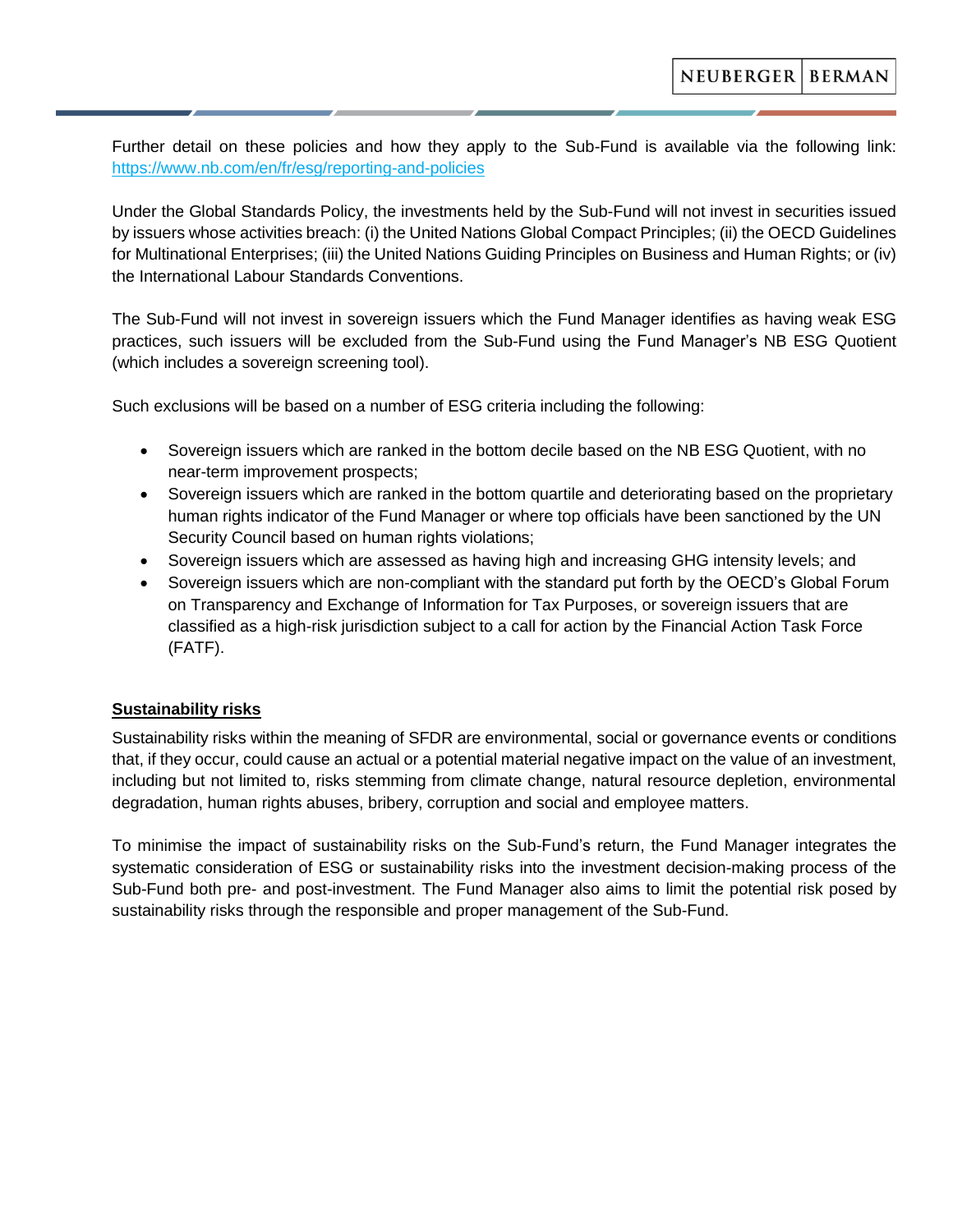Further detail on these policies and how they apply to the Sub-Fund is available via the following link: [https://www.nb.com/en/fr/esg/reporting-and-policies](https://www.nb.com/en/fr/esg/reporting-and-policies)

Under the Global Standards Policy, the investments held by the Sub-Fund will not invest in securities issued by issuers whose activities breach: (i) the United Nations Global Compact Principles; (ii) the OECD Guidelines for Multinational Enterprises; (iii) the United Nations Guiding Principles on Business and Human Rights; or (iv) the International Labour Standards Conventions.

The Sub-Fund will not invest in sovereign issuers which the Fund Manager identifies as having weak ESG practices, such issuers will be excluded from the Sub-Fund using the Fund Manager's NB ESG Quotient (which includes a sovereign screening tool).

Such exclusions will be based on a number of ESG criteria including the following:

- Sovereign issuers which are ranked in the bottom decile based on the NB ESG Quotient, with no near-term improvement prospects;
- Sovereign issuers which are ranked in the bottom quartile and deteriorating based on the proprietary human rights indicator of the Fund Manager or where top officials have been sanctioned by the UN Security Council based on human rights violations;
- Sovereign issuers which are assessed as having high and increasing GHG intensity levels; and
- Sovereign issuers which are non-compliant with the standard put forth by the OECD's Global Forum on Transparency and Exchange of Information for Tax Purposes, or sovereign issuers that are classified as a high-risk jurisdiction subject to a call for action by the Financial Action Task Force (FATF).

## Sustainability risks

Sustainability risks within the meaning of SFDR are environmental, social or governance events or conditions that, if they occur, could cause an actual or a potential material negative impact on the value of an investment, including but not limited to, risks stemming from climate change, natural resource depletion, environmental degradation, human rights abuses, bribery, corruption and social and employee matters.

To minimise the impact of sustainability risks on the Sub-Fund's return, the Fund Manager integrates the systematic consideration of ESG or sustainability risks into the investment decision-making process of the Sub-Fund both pre- and post-investment. The Fund Manager also aims to limit the potential risk posed by sustainability risks through the responsible and proper management of the Sub-Fund.